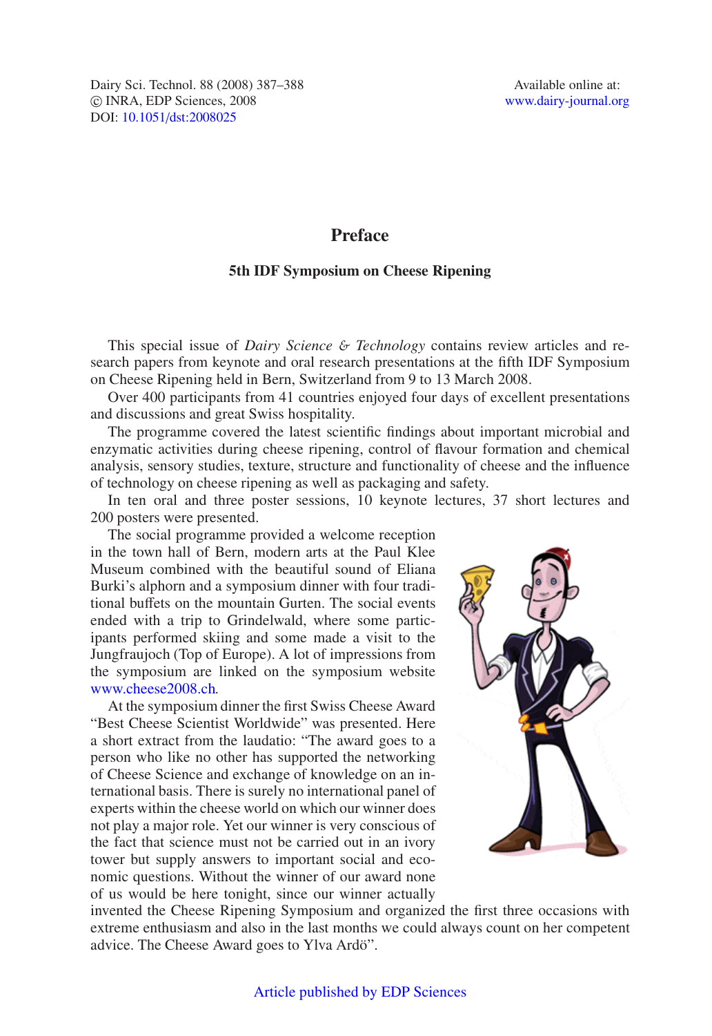# Preface

## 5th IDF Symposium on Cheese Ripening

This special issue of *Dairy Science & Technology* contains review articles and research papers from keynote and oral research presentations at the fifth IDF Symposium on Cheese Ripening held in Bern, Switzerland from 9 to 13 March 2008.

Over 400 participants from 41 countries enjoyed four days of excellent presentations and discussions and great Swiss hospitality.

The programme covered the latest scientific findings about important microbial and enzymatic activities during cheese ripening, control of flavour formation and chemical analysis, sensory studies, texture, structure and functionality of cheese and the influence of technology on cheese ripening as well as packaging and safety.

In ten oral and three poster sessions, 10 keynote lectures, 37 short lectures and 200 posters were presented.

The social programme provided a welcome reception in the town hall of Bern, modern arts at the Paul Klee Museum combined with the beautiful sound of Eliana Burki's alphorn and a symposium dinner with four traditional buffets on the mountain Gurten. The social events ended with a trip to Grindelwald, where some participants performed skiing and some made a visit to the Jungfraujoch (Top of Europe). A lot of impressions from the symposium are linked on the symposium website www.cheese2008.ch.

At the symposium dinner the first Swiss Cheese Award "Best Cheese Scientist Worldwide" was presented. Here a short extract from the laudatio: "The award goes to a person who like no other has supported the networking of Cheese Science and exchange of knowledge on an international basis. There is surely no international panel of experts within the cheese world on which our winner does not play a major role. Yet our winner is very conscious of the fact that science must not be carried out in an ivory tower but supply answers to important social and economic questions. Without the winner of our award none of us would be here tonight, since our winner actually invented the Cheese Ripening Symposium and organized the first three occasions with extreme enthusiasm and also in the last months we could always count on her competent advice. The Cheese Award goes to Ylva Ardö".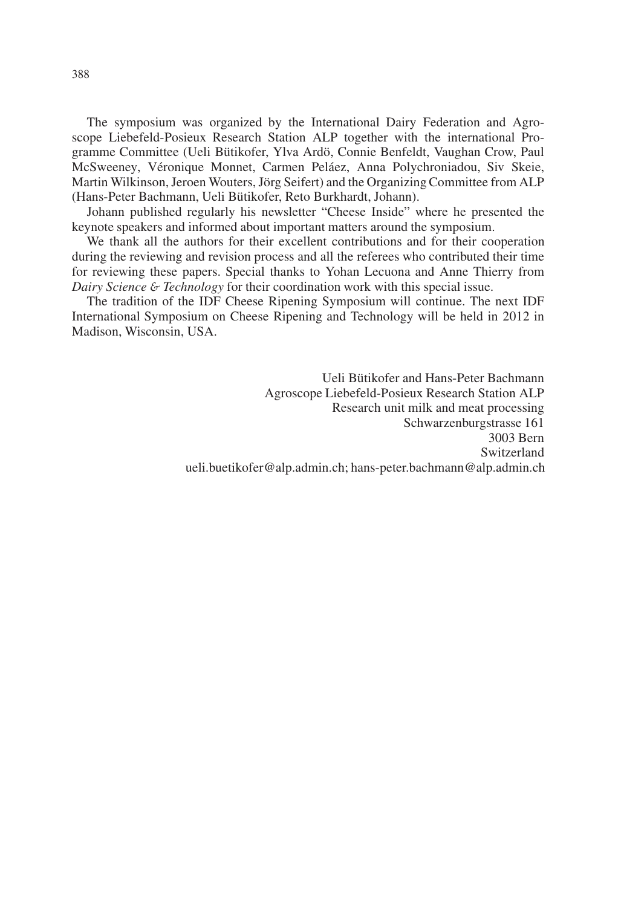The symposium was organized by the International Dairy Federation and Agroscope Liebefeld-Posieux Research Station ALP together with the international Programme Committee (Ueli Bütikofer, Ylva Ardö, Connie Benfeldt, Vaughan Crow, Paul McSweeney, Véronique Monnet, Carmen Peláez, Anna Polychroniadou, Siv Skeie, Martin Wilkinson, Jeroen Wouters, Jörg Seifert) and the Organizing Committee from ALP (Hans-Peter Bachmann, Ueli Bütikofer, Reto Burkhardt, Johann).

Johann published regularly his newsletter "Cheese Inside" where he presented the keynote speakers and informed about important matters around the symposium.

We thank all the authors for their excellent contributions and for their cooperation during the reviewing and revision process and all the referees who contributed their time for reviewing these papers. Special thanks to Yohan Lecuona and Anne Thierry from *Dairy Science & Technology* for their coordination work with this special issue.

The tradition of the IDF Cheese Ripening Symposium will continue. The next IDF International Symposium on Cheese Ripening and Technology will be held in 2012 in Madison, Wisconsin, USA.

Ueli Bütikofer and Hans-Peter Bachmann
Agroscope Liebefeld-Posieux Research Station ALP
Research unit milk and meat processing
Schwarzenburgstrasse 161
3003 Bern
Switzerland
ueli.buetikofer@alp.admin.ch; hans-peter.bachmann@alp.admin.ch